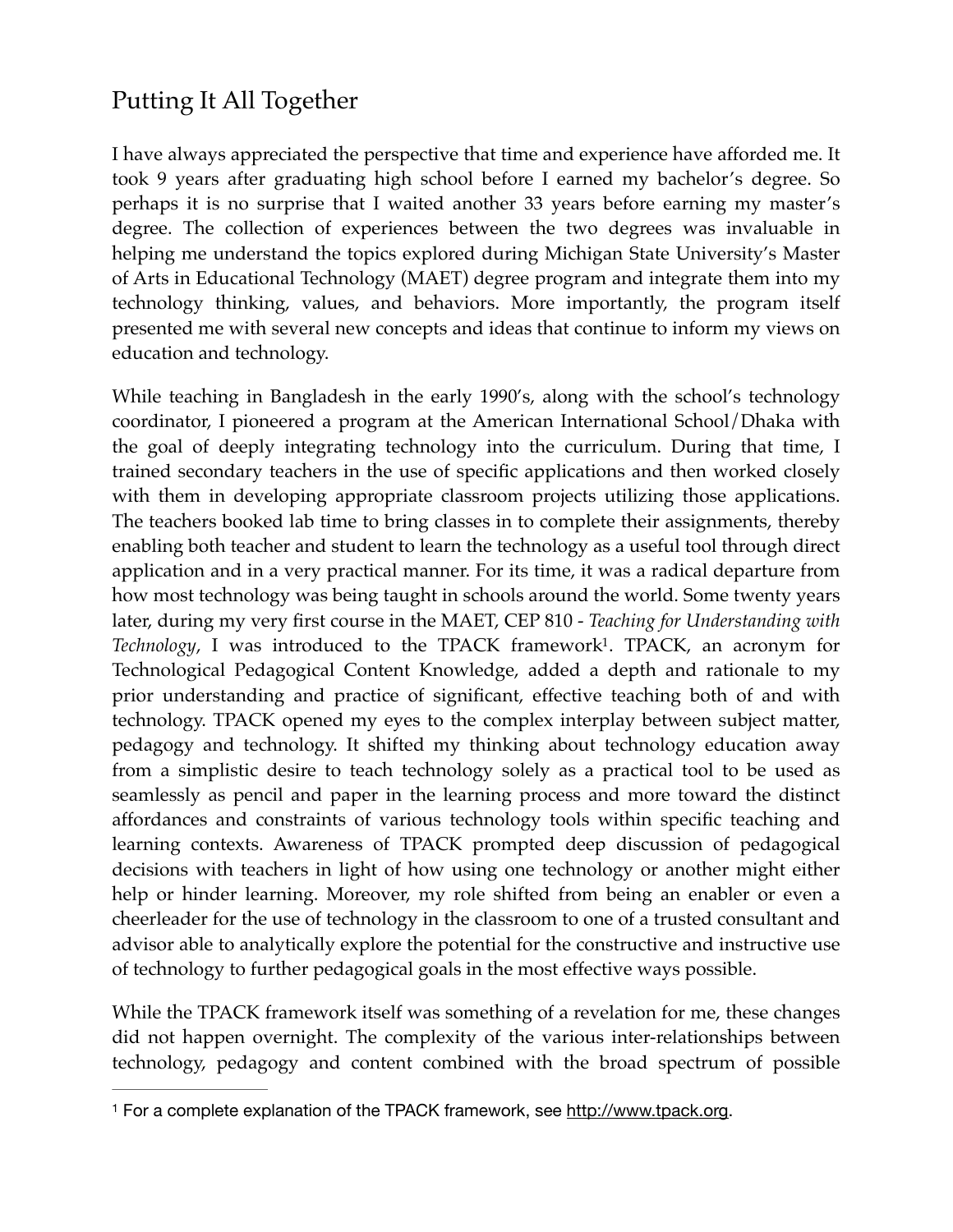# Putting It All Together

I have always appreciated the perspective that time and experience have afforded me. It took 9 years after graduating high school before I earned my bachelor's degree. So perhaps it is no surprise that I waited another 33 years before earning my master's degree. The collection of experiences between the two degrees was invaluable in helping me understand the topics explored during Michigan State University's Master of Arts in Educational Technology (MAET) degree program and integrate them into my technology thinking, values, and behaviors. More importantly, the program itself presented me with several new concepts and ideas that continue to inform my views on education and technology.

While teaching in Bangladesh in the early 1990's, along with the school's technology coordinator, I pioneered a program at the American International School/Dhaka with the goal of deeply integrating technology into the curriculum. During that time, I trained secondary teachers in the use of specific applications and then worked closely with them in developing appropriate classroom projects utilizing those applications. The teachers booked lab time to bring classes in to complete their assignments, thereby enabling both teacher and student to learn the technology as a useful tool through direct application and in a very practical manner. For its time, it was a radical departure from how most technology was being taught in schools around the world. Some twenty years later, during my very first course in the MAET, CEP 810 - *Teaching for Understanding with Technology*, I was introduced to the TPACK framework[1]. TPACK, an acronym for Technological Pedagogical Content Knowledge, added a depth and rationale to my prior understanding and practice of significant, effective teaching both of and with technology. TPACK opened my eyes to the complex interplay between subject matter, pedagogy and technology. It shifted my thinking about technology education away from a simplistic desire to teach technology solely as a practical tool to be used as seamlessly as pencil and paper in the learning process and more toward the distinct affordances and constraints of various technology tools within specific teaching and learning contexts. Awareness of TPACK prompted deep discussion of pedagogical decisions with teachers in light of how using one technology or another might either help or hinder learning. Moreover, my role shifted from being an enabler or even a cheerleader for the use of technology in the classroom to one of a trusted consultant and advisor able to analytically explore the potential for the constructive and instructive use of technology to further pedagogical goals in the most effective ways possible.

While the TPACK framework itself was something of a revelation for me, these changes did not happen overnight. The complexity of the various inter-relationships between technology, pedagogy and content combined with the broad spectrum of possible

---

[1] For a complete explanation of the TPACK framework, see [http://www.tpack.org](http://www.tpack.org).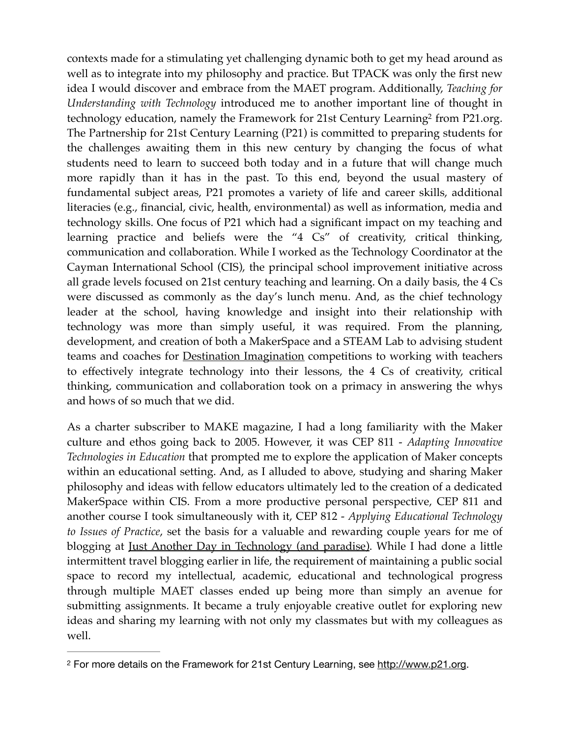contexts made for a stimulating yet challenging dynamic both to get my head around as well as to integrate into my philosophy and practice. But TPACK was only the first new idea I would discover and embrace from the MAET program. Additionally, *Teaching for Understanding with Technology* introduced me to another important line of thought in technology education, namely the Framework for 21st Century Learning[2] from P21.org. The Partnership for 21st Century Learning (P21) is committed to preparing students for the challenges awaiting them in this new century by changing the focus of what students need to learn to succeed both today and in a future that will change much more rapidly than it has in the past. To this end, beyond the usual mastery of fundamental subject areas, P21 promotes a variety of life and career skills, additional literacies (e.g., financial, civic, health, environmental) as well as information, media and technology skills. One focus of P21 which had a significant impact on my teaching and learning practice and beliefs were the "4 Cs" of creativity, critical thinking, communication and collaboration. While I worked as the Technology Coordinator at the Cayman International School (CIS), the principal school improvement initiative across all grade levels focused on 21st century teaching and learning. On a daily basis, the 4 Cs were discussed as commonly as the day's lunch menu. And, as the chief technology leader at the school, having knowledge and insight into their relationship with technology was more than simply useful, it was required. From the planning, development, and creation of both a MakerSpace and a STEAM Lab to advising student teams and coaches for Destination Imagination competitions to working with teachers to effectively integrate technology into their lessons, the 4 Cs of creativity, critical thinking, communication and collaboration took on a primacy in answering the whys and hows of so much that we did.

As a charter subscriber to MAKE magazine, I had a long familiarity with the Maker culture and ethos going back to 2005. However, it was CEP 811 - *Adapting Innovative Technologies in Education* that prompted me to explore the application of Maker concepts within an educational setting. And, as I alluded to above, studying and sharing Maker philosophy and ideas with fellow educators ultimately led to the creation of a dedicated MakerSpace within CIS. From a more productive personal perspective, CEP 811 and another course I took simultaneously with it, CEP 812 - *Applying Educational Technology to Issues of Practice*, set the basis for a valuable and rewarding couple years for me of blogging at Just Another Day in Technology (and paradise). While I had done a little intermittent travel blogging earlier in life, the requirement of maintaining a public social space to record my intellectual, academic, educational and technological progress through multiple MAET classes ended up being more than simply an avenue for submitting assignments. It became a truly enjoyable creative outlet for exploring new ideas and sharing my learning with not only my classmates but with my colleagues as well.

---

[2] For more details on the Framework for 21st Century Learning, see http://www.p21.org.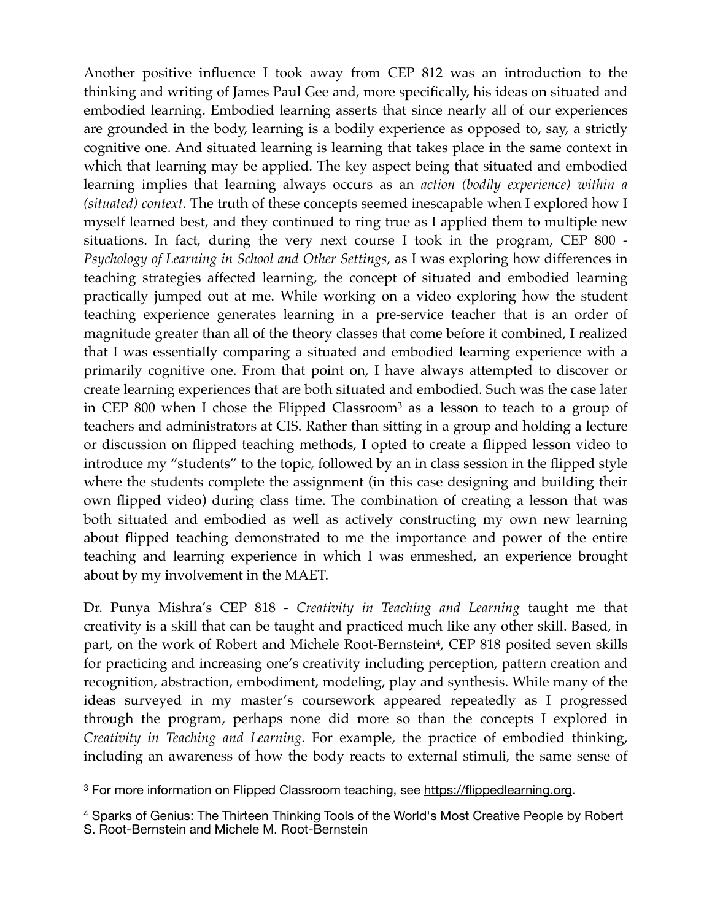Another positive influence I took away from CEP 812 was an introduction to the thinking and writing of James Paul Gee and, more specifically, his ideas on situated and embodied learning. Embodied learning asserts that since nearly all of our experiences are grounded in the body, learning is a bodily experience as opposed to, say, a strictly cognitive one. And situated learning is learning that takes place in the same context in which that learning may be applied. The key aspect being that situated and embodied learning implies that learning always occurs as an *action (bodily experience) within a (situated) context*. The truth of these concepts seemed inescapable when I explored how I myself learned best, and they continued to ring true as I applied them to multiple new situations. In fact, during the very next course I took in the program, CEP 800 - *Psychology of Learning in School and Other Settings*, as I was exploring how differences in teaching strategies affected learning, the concept of situated and embodied learning practically jumped out at me. While working on a video exploring how the student teaching experience generates learning in a pre-service teacher that is an order of magnitude greater than all of the theory classes that come before it combined, I realized that I was essentially comparing a situated and embodied learning experience with a primarily cognitive one. From that point on, I have always attempted to discover or create learning experiences that are both situated and embodied. Such was the case later in CEP 800 when I chose the Flipped Classroom[3] as a lesson to teach to a group of teachers and administrators at CIS. Rather than sitting in a group and holding a lecture or discussion on flipped teaching methods, I opted to create a flipped lesson video to introduce my "students" to the topic, followed by an in class session in the flipped style where the students complete the assignment (in this case designing and building their own flipped video) during class time. The combination of creating a lesson that was both situated and embodied as well as actively constructing my own new learning about flipped teaching demonstrated to me the importance and power of the entire teaching and learning experience in which I was enmeshed, an experience brought about by my involvement in the MAET.

Dr. Punya Mishra's CEP 818 - *Creativity in Teaching and Learning* taught me that creativity is a skill that can be taught and practiced much like any other skill. Based, in part, on the work of Robert and Michele Root-Bernstein[4], CEP 818 posited seven skills for practicing and increasing one's creativity including perception, pattern creation and recognition, abstraction, embodiment, modeling, play and synthesis. While many of the ideas surveyed in my master's coursework appeared repeatedly as I progressed through the program, perhaps none did more so than the concepts I explored in *Creativity in Teaching and Learning*. For example, the practice of embodied thinking, including an awareness of how the body reacts to external stimuli, the same sense of

---

[3] For more information on Flipped Classroom teaching, see https://flippedlearning.org.

[4] Sparks of Genius: The Thirteen Thinking Tools of the World's Most Creative People by Robert S. Root-Bernstein and Michele M. Root-Bernstein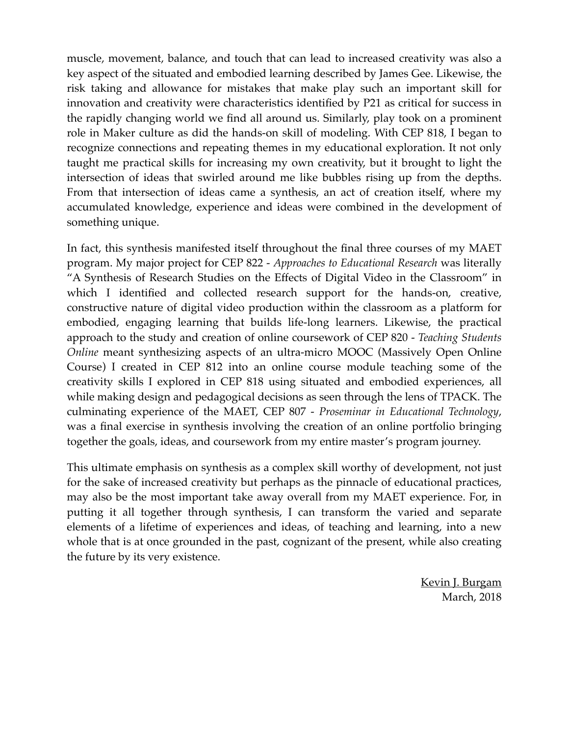muscle, movement, balance, and touch that can lead to increased creativity was also a key aspect of the situated and embodied learning described by James Gee. Likewise, the risk taking and allowance for mistakes that make play such an important skill for innovation and creativity were characteristics identified by P21 as critical for success in the rapidly changing world we find all around us. Similarly, play took on a prominent role in Maker culture as did the hands-on skill of modeling. With CEP 818, I began to recognize connections and repeating themes in my educational exploration. It not only taught me practical skills for increasing my own creativity, but it brought to light the intersection of ideas that swirled around me like bubbles rising up from the depths. From that intersection of ideas came a synthesis, an act of creation itself, where my accumulated knowledge, experience and ideas were combined in the development of something unique.

In fact, this synthesis manifested itself throughout the final three courses of my MAET program. My major project for CEP 822 - *Approaches to Educational Research* was literally "A Synthesis of Research Studies on the Effects of Digital Video in the Classroom" in which I identified and collected research support for the hands-on, creative, constructive nature of digital video production within the classroom as a platform for embodied, engaging learning that builds life-long learners. Likewise, the practical approach to the study and creation of online coursework of CEP 820 - *Teaching Students Online* meant synthesizing aspects of an ultra-micro MOOC (Massively Open Online Course) I created in CEP 812 into an online course module teaching some of the creativity skills I explored in CEP 818 using situated and embodied experiences, all while making design and pedagogical decisions as seen through the lens of TPACK. The culminating experience of the MAET, CEP 807 - *Proseminar in Educational Technology*, was a final exercise in synthesis involving the creation of an online portfolio bringing together the goals, ideas, and coursework from my entire master's program journey.

This ultimate emphasis on synthesis as a complex skill worthy of development, not just for the sake of increased creativity but perhaps as the pinnacle of educational practices, may also be the most important take away overall from my MAET experience. For, in putting it all together through synthesis, I can transform the varied and separate elements of a lifetime of experiences and ideas, of teaching and learning, into a new whole that is at once grounded in the past, cognizant of the present, while also creating the future by its very existence.

Kevin J. Burgam
March, 2018